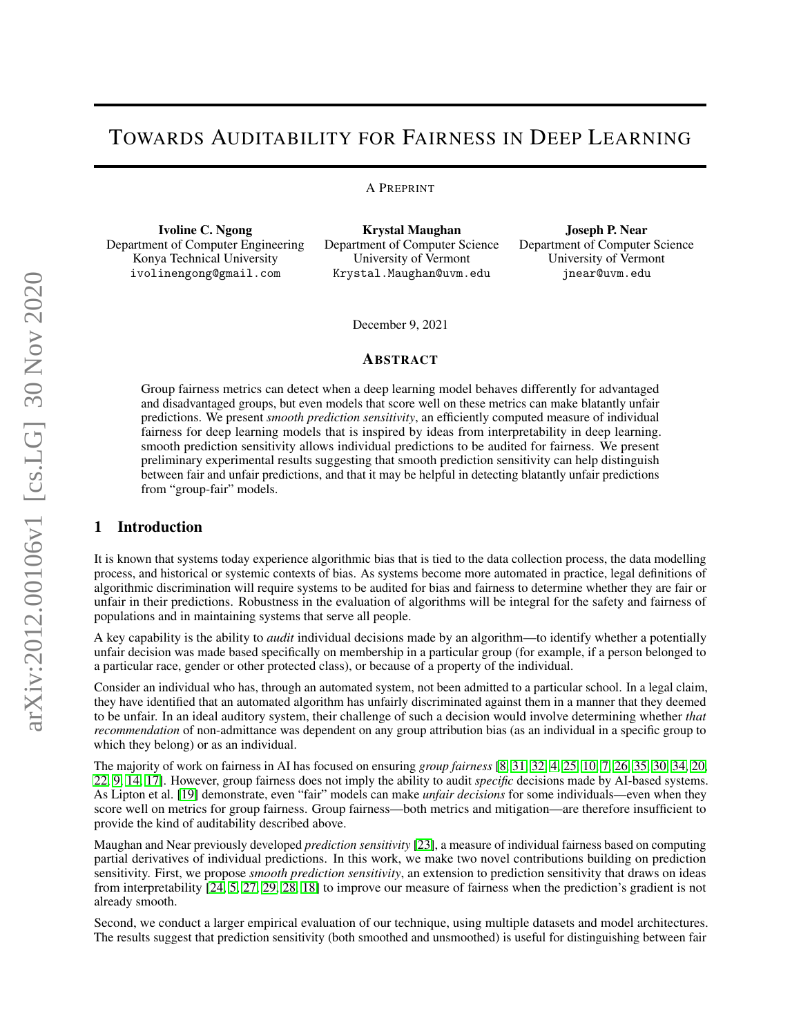# TOWARDS AUDITABILITY FOR FAIRNESS IN DEEP LEARNING

A PREPRINT

**Ivoline C. Ngong**
Department of Computer Engineering
Konya Technical University
ivolinengong@gmail.com

**Krystal Maughan**
Department of Computer Science
University of Vermont
Krystal.Maughan@uvm.edu

**Joseph P. Near**
Department of Computer Science
University of Vermont
jnear@uvm.edu

December 9, 2021

## ABSTRACT

Group fairness metrics can detect when a deep learning model behaves differently for advantaged and disadvantaged groups, but even models that score well on these metrics can make blatantly unfair predictions. We present *smooth prediction sensitivity*, an efficiently computed measure of individual fairness for deep learning models that is inspired by ideas from interpretability in deep learning. smooth prediction sensitivity allows individual predictions to be audited for fairness. We present preliminary experimental results suggesting that smooth prediction sensitivity can help distinguish between fair and unfair predictions, and that it may be helpful in detecting blatantly unfair predictions from "group-fair" models.

## 1 Introduction

It is known that systems today experience algorithmic bias that is tied to the data collection process, the data modelling process, and historical or systemic contexts of bias. As systems become more automated in practice, legal definitions of algorithmic discrimination will require systems to be audited for bias and fairness to determine whether they are fair or unfair in their predictions. Robustness in the evaluation of algorithms will be integral for the safety and fairness of populations and in maintaining systems that serve all people.

A key capability is the ability to *audit* individual decisions made by an algorithm—to identify whether a potentially unfair decision was made based specifically on membership in a particular group (for example, if a person belonged to a particular race, gender or other protected class), or because of a property of the individual.

Consider an individual who has, through an automated system, not been admitted to a particular school. In a legal claim, they have identified that an automated algorithm has unfairly discriminated against them in a manner that they deemed to be unfair. In an ideal auditory system, their challenge of such a decision would involve determining whether *that recommendation* of non-admittance was dependent on any group attribution bias (as an individual in a specific group to which they belong) or as an individual.

The majority of work on fairness in AI has focused on ensuring *group fairness* [8, 31, 32, 4, 25, 10, 7, 26, 35, 30, 34, 20, 22, 9, 14, 17]. However, group fairness does not imply the ability to audit *specific* decisions made by AI-based systems. As Lipton et al. [19] demonstrate, even "fair" models can make *unfair decisions* for some individuals—even when they score well on metrics for group fairness. Group fairness—both metrics and mitigation—are therefore insufficient to provide the kind of auditability described above.

Maughan and Near previously developed *prediction sensitivity* [23], a measure of individual fairness based on computing partial derivatives of individual predictions. In this work, we make two novel contributions building on prediction sensitivity. First, we propose *smooth prediction sensitivity*, an extension to prediction sensitivity that draws on ideas from interpretability [24, 5, 27, 29, 28, 18] to improve our measure of fairness when the prediction's gradient is not already smooth.

Second, we conduct a larger empirical evaluation of our technique, using multiple datasets and model architectures. The results suggest that prediction sensitivity (both smoothed and unsmoothed) is useful for distinguishing between fair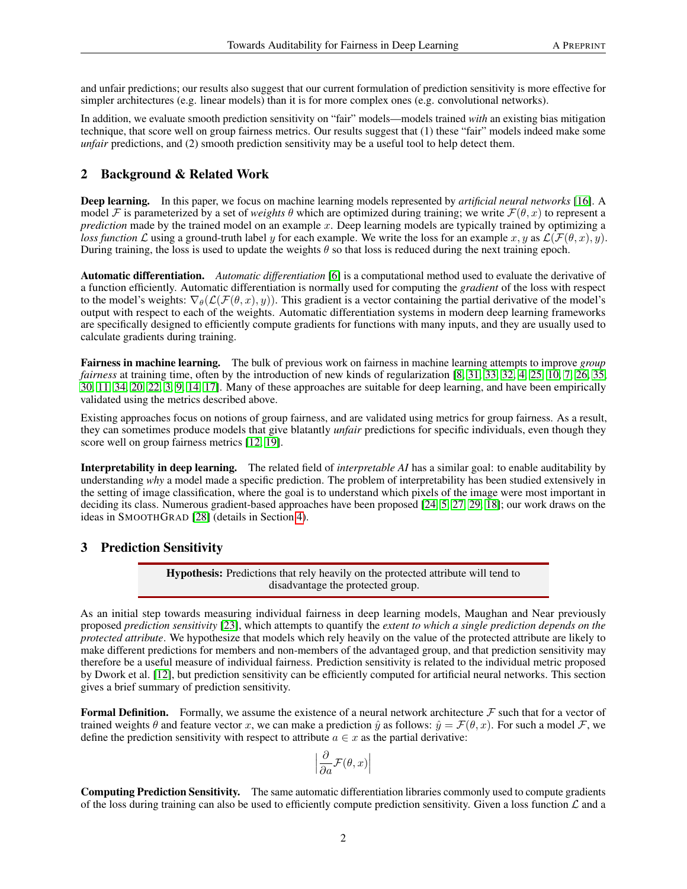and unfair predictions; our results also suggest that our current formulation of prediction sensitivity is more effective for simpler architectures (e.g. linear models) than it is for more complex ones (e.g. convolutional networks).

In addition, we evaluate smooth prediction sensitivity on "fair" models—models trained *with* an existing bias mitigation technique, that score well on group fairness metrics. Our results suggest that (1) these "fair" models indeed make some *unfair* predictions, and (2) smooth prediction sensitivity may be a useful tool to help detect them.

## 2 Background & Related Work

**Deep learning.** In this paper, we focus on machine learning models represented by *artificial neural networks* [16]. A model $\mathcal{F}$ is parameterized by a set of *weights* $\theta$ which are optimized during training; we write $\mathcal{F}(\theta, x)$ to represent a *prediction* made by the trained model on an example $x$. Deep learning models are typically trained by optimizing a *loss function* $\mathcal{L}$ using a ground-truth label $y$ for each example. We write the loss for an example $x, y$ as $\mathcal{L}(\mathcal{F}(\theta, x), y)$. During training, the loss is used to update the weights $\theta$ so that loss is reduced during the next training epoch.

**Automatic differentiation.** *Automatic differentiation* [6] is a computational method used to evaluate the derivative of a function efficiently. Automatic differentiation is normally used for computing the *gradient* of the loss with respect to the model's weights: $\nabla_\theta(\mathcal{L}(\mathcal{F}(\theta, x), y))$. This gradient is a vector containing the partial derivative of the model's output with respect to each of the weights. Automatic differentiation systems in modern deep learning frameworks are specifically designed to efficiently compute gradients for functions with many inputs, and they are usually used to calculate gradients during training.

**Fairness in machine learning.** The bulk of previous work on fairness in machine learning attempts to improve *group fairness* at training time, often by the introduction of new kinds of regularization [8, 31, 33, 32, 4, 25, 10, 7, 26, 35, 30, 11, 34, 20, 22, 3, 9, 14, 17]. Many of these approaches are suitable for deep learning, and have been empirically validated using the metrics described above.

Existing approaches focus on notions of group fairness, and are validated using metrics for group fairness. As a result, they can sometimes produce models that give blatantly *unfair* predictions for specific individuals, even though they score well on group fairness metrics [12, 19].

**Interpretability in deep learning.** The related field of *interpretable AI* has a similar goal: to enable auditability by understanding *why* a model made a specific prediction. The problem of interpretability has been studied extensively in the setting of image classification, where the goal is to understand which pixels of the image were most important in deciding its class. Numerous gradient-based approaches have been proposed [24, 5, 27, 29, 18]; our work draws on the ideas in SMOOTHGRAD [28] (details in Section 4).

## 3 Prediction Sensitivity

> **Hypothesis:** Predictions that rely heavily on the protected attribute will tend to disadvantage the protected group.

As an initial step towards measuring individual fairness in deep learning models, Maughan and Near previously proposed *prediction sensitivity* [23], which attempts to quantify the *extent to which a single prediction depends on the protected attribute*. We hypothesize that models which rely heavily on the value of the protected attribute are likely to make different predictions for members and non-members of the advantaged group, and that prediction sensitivity may therefore be a useful measure of individual fairness. Prediction sensitivity is related to the individual metric proposed by Dwork et al. [12], but prediction sensitivity can be efficiently computed for artificial neural networks. This section gives a brief summary of prediction sensitivity.

**Formal Definition.** Formally, we assume the existence of a neural network architecture $\mathcal{F}$ such that for a vector of trained weights $\theta$ and feature vector $x$, we can make a prediction $\hat{y}$ as follows: $\hat{y} = \mathcal{F}(\theta, x)$. For such a model $\mathcal{F}$, we define the prediction sensitivity with respect to attribute $a \in x$ as the partial derivative:

$$\left| \frac{\partial}{\partial a} \mathcal{F}(\theta, x) \right|$$

**Computing Prediction Sensitivity.** The same automatic differentiation libraries commonly used to compute gradients of the loss during training can also be used to efficiently compute prediction sensitivity. Given a loss function $\mathcal{L}$ and a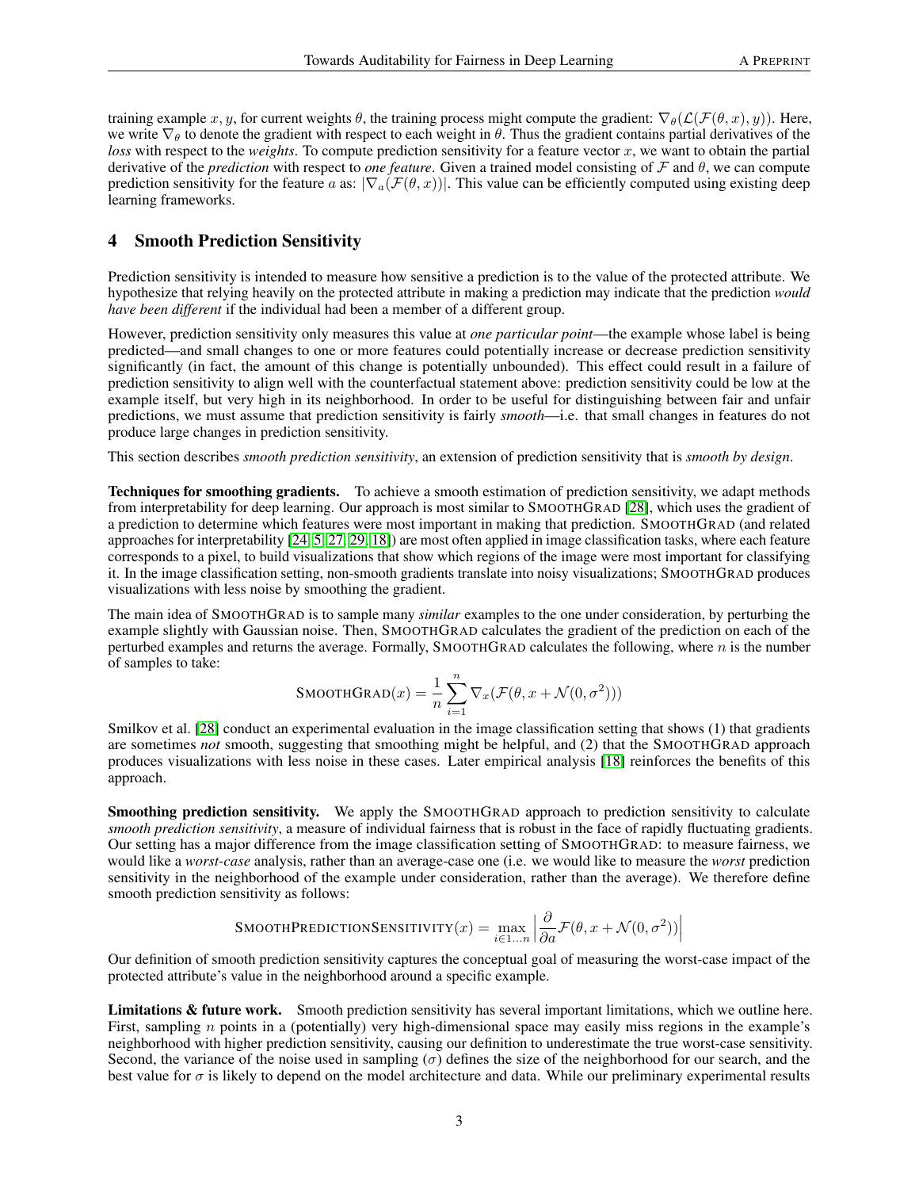training example $x, y$, for current weights $\theta$, the training process might compute the gradient: $\nabla_\theta(\mathcal{L}(\mathcal{F}(\theta, x), y))$. Here, we write $\nabla_\theta$ to denote the gradient with respect to each weight in $\theta$. Thus the gradient contains partial derivatives of the *loss* with respect to the *weights*. To compute prediction sensitivity for a feature vector $x$, we want to obtain the partial derivative of the *prediction* with respect to *one feature*. Given a trained model consisting of $\mathcal{F}$ and $\theta$, we can compute prediction sensitivity for the feature $a$ as: $|\nabla_a(\mathcal{F}(\theta, x))|$. This value can be efficiently computed using existing deep learning frameworks.

## 4 Smooth Prediction Sensitivity

Prediction sensitivity is intended to measure how sensitive a prediction is to the value of the protected attribute. We hypothesize that relying heavily on the protected attribute in making a prediction may indicate that the prediction *would have been different* if the individual had been a member of a different group.

However, prediction sensitivity only measures this value at *one particular point*—the example whose label is being predicted—and small changes to one or more features could potentially increase or decrease prediction sensitivity significantly (in fact, the amount of this change is potentially unbounded). This effect could result in a failure of prediction sensitivity to align well with the counterfactual statement above: prediction sensitivity could be low at the example itself, but very high in its neighborhood. In order to be useful for distinguishing between fair and unfair predictions, we must assume that prediction sensitivity is fairly *smooth*—i.e. that small changes in features do not produce large changes in prediction sensitivity.

This section describes *smooth prediction sensitivity*, an extension of prediction sensitivity that is *smooth by design*.

**Techniques for smoothing gradients.** To achieve a smooth estimation of prediction sensitivity, we adapt methods from interpretability for deep learning. Our approach is most similar to SMOOTHGRAD [28], which uses the gradient of a prediction to determine which features were most important in making that prediction. SMOOTHGRAD (and related approaches for interpretability [24, 5, 27, 29, 18]) are most often applied in image classification tasks, where each feature corresponds to a pixel, to build visualizations that show which regions of the image were most important for classifying it. In the image classification setting, non-smooth gradients translate into noisy visualizations; SMOOTHGRAD produces visualizations with less noise by smoothing the gradient.

The main idea of SMOOTHGRAD is to sample many *similar* examples to the one under consideration, by perturbing the example slightly with Gaussian noise. Then, SMOOTHGRAD calculates the gradient of the prediction on each of the perturbed examples and returns the average. Formally, SMOOTHGRAD calculates the following, where $n$ is the number of samples to take:

$$\textsc{SmoothGrad}(x) = \frac{1}{n} \sum_{i=1}^{n} \nabla_x(\mathcal{F}(\theta, x + \mathcal{N}(0, \sigma^2)))$$

Smilkov et al. [28] conduct an experimental evaluation in the image classification setting that shows (1) that gradients are sometimes *not* smooth, suggesting that smoothing might be helpful, and (2) that the SMOOTHGRAD approach produces visualizations with less noise in these cases. Later empirical analysis [18] reinforces the benefits of this approach.

**Smoothing prediction sensitivity.** We apply the SMOOTHGRAD approach to prediction sensitivity to calculate *smooth prediction sensitivity*, a measure of individual fairness that is robust in the face of rapidly fluctuating gradients. Our setting has a major difference from the image classification setting of SMOOTHGRAD: to measure fairness, we would like a *worst-case* analysis, rather than an average-case one (i.e. we would like to measure the *worst* prediction sensitivity in the neighborhood of the example under consideration, rather than the average). We therefore define smooth prediction sensitivity as follows:

$$\textsc{SmoothPredictionSensitivity}(x) = \max_{i \in 1 \ldots n} \left| \frac{\partial}{\partial a} \mathcal{F}(\theta, x + \mathcal{N}(0, \sigma^2)) \right|$$

Our definition of smooth prediction sensitivity captures the conceptual goal of measuring the worst-case impact of the protected attribute's value in the neighborhood around a specific example.

**Limitations & future work.** Smooth prediction sensitivity has several important limitations, which we outline here. First, sampling $n$ points in a (potentially) very high-dimensional space may easily miss regions in the example's neighborhood with higher prediction sensitivity, causing our definition to underestimate the true worst-case sensitivity. Second, the variance of the noise used in sampling ($\sigma$) defines the size of the neighborhood for our search, and the best value for $\sigma$ is likely to depend on the model architecture and data. While our preliminary experimental results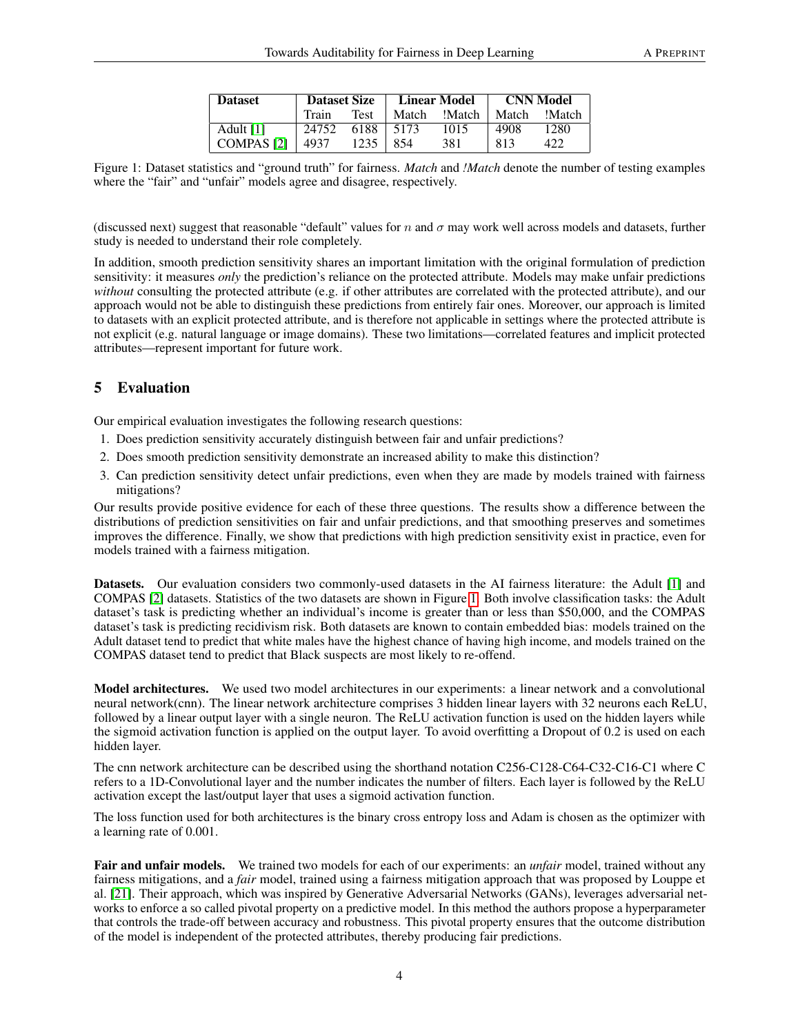| Dataset | Dataset Size | | Linear Model | | CNN Model | |
|---|---|---|---|---|---|---|
| | Train | Test | Match | !Match | Match | !Match |
| Adult [1] | 24752 | 6188 | 5173 | 1015 | 4908 | 1280 |
| COMPAS [2] | 4937 | 1235 | 854 | 381 | 813 | 422 |

Figure 1: Dataset statistics and "ground truth" for fairness. *Match* and *!Match* denote the number of testing examples where the "fair" and "unfair" models agree and disagree, respectively.

(discussed next) suggest that reasonable "default" values for $n$ and $\sigma$ may work well across models and datasets, further study is needed to understand their role completely.

In addition, smooth prediction sensitivity shares an important limitation with the original formulation of prediction sensitivity: it measures *only* the prediction's reliance on the protected attribute. Models may make unfair predictions *without* consulting the protected attribute (e.g. if other attributes are correlated with the protected attribute), and our approach would not be able to distinguish these predictions from entirely fair ones. Moreover, our approach is limited to datasets with an explicit protected attribute, and is therefore not applicable in settings where the protected attribute is not explicit (e.g. natural language or image domains). These two limitations—correlated features and implicit protected attributes—represent important for future work.

## 5 Evaluation

Our empirical evaluation investigates the following research questions:

1. Does prediction sensitivity accurately distinguish between fair and unfair predictions?
2. Does smooth prediction sensitivity demonstrate an increased ability to make this distinction?
3. Can prediction sensitivity detect unfair predictions, even when they are made by models trained with fairness mitigations?

Our results provide positive evidence for each of these three questions. The results show a difference between the distributions of prediction sensitivities on fair and unfair predictions, and that smoothing preserves and sometimes improves the difference. Finally, we show that predictions with high prediction sensitivity exist in practice, even for models trained with a fairness mitigation.

**Datasets.** Our evaluation considers two commonly-used datasets in the AI fairness literature: the Adult [1] and COMPAS [2] datasets. Statistics of the two datasets are shown in Figure 1. Both involve classification tasks: the Adult dataset's task is predicting whether an individual's income is greater than or less than $50,000, and the COMPAS dataset's task is predicting recidivism risk. Both datasets are known to contain embedded bias: models trained on the Adult dataset tend to predict that white males have the highest chance of having high income, and models trained on the COMPAS dataset tend to predict that Black suspects are most likely to re-offend.

**Model architectures.** We used two model architectures in our experiments: a linear network and a convolutional neural network(cnn). The linear network architecture comprises 3 hidden linear layers with 32 neurons each ReLU, followed by a linear output layer with a single neuron. The ReLU activation function is used on the hidden layers while the sigmoid activation function is applied on the output layer. To avoid overfitting a Dropout of 0.2 is used on each hidden layer.

The cnn network architecture can be described using the shorthand notation C256-C128-C64-C32-C16-C1 where C refers to a 1D-Convolutional layer and the number indicates the number of filters. Each layer is followed by the ReLU activation except the last/output layer that uses a sigmoid activation function.

The loss function used for both architectures is the binary cross entropy loss and Adam is chosen as the optimizer with a learning rate of 0.001.

**Fair and unfair models.** We trained two models for each of our experiments: an *unfair* model, trained without any fairness mitigations, and a *fair* model, trained using a fairness mitigation approach that was proposed by Louppe et al. [21]. Their approach, which was inspired by Generative Adversarial Networks (GANs), leverages adversarial networks to enforce a so called pivotal property on a predictive model. In this method the authors propose a hyperparameter that controls the trade-off between accuracy and robustness. This pivotal property ensures that the outcome distribution of the model is independent of the protected attributes, thereby producing fair predictions.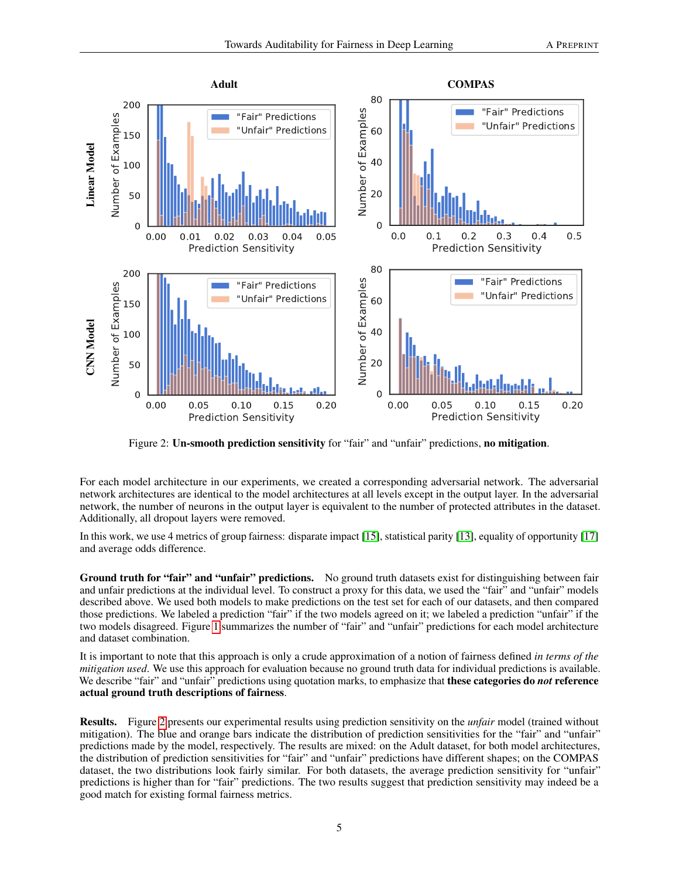Figure 2: **Un-smooth prediction sensitivity** for "fair" and "unfair" predictions, **no mitigation**.

For each model architecture in our experiments, we created a corresponding adversarial network. The adversarial network architectures are identical to the model architectures at all levels except in the output layer. In the adversarial network, the number of neurons in the output layer is equivalent to the number of protected attributes in the dataset. Additionally, all dropout layers were removed.

In this work, we use 4 metrics of group fairness: disparate impact [15], statistical parity [13], equality of opportunity [17] and average odds difference.

**Ground truth for "fair" and "unfair" predictions.** No ground truth datasets exist for distinguishing between fair and unfair predictions at the individual level. To construct a proxy for this data, we used the "fair" and "unfair" models described above. We used both models to make predictions on the test set for each of our datasets, and then compared those predictions. We labeled a prediction "fair" if the two models agreed on it; we labeled a prediction "unfair" if the two models disagreed. Figure 1 summarizes the number of "fair" and "unfair" predictions for each model architecture and dataset combination.

It is important to note that this approach is only a crude approximation of a notion of fairness defined *in terms of the mitigation used*. We use this approach for evaluation because no ground truth data for individual predictions is available. We describe "fair" and "unfair" predictions using quotation marks, to emphasize that **these categories do *not* reference actual ground truth descriptions of fairness**.

**Results.** Figure 2 presents our experimental results using prediction sensitivity on the *unfair* model (trained without mitigation). The blue and orange bars indicate the distribution of prediction sensitivities for the "fair" and "unfair" predictions made by the model, respectively. The results are mixed: on the Adult dataset, for both model architectures, the distribution of prediction sensitivities for "fair" and "unfair" predictions have different shapes; on the COMPAS dataset, the two distributions look fairly similar. For both datasets, the average prediction sensitivity for "unfair" predictions is higher than for "fair" predictions. The two results suggest that prediction sensitivity may indeed be a good match for existing formal fairness metrics.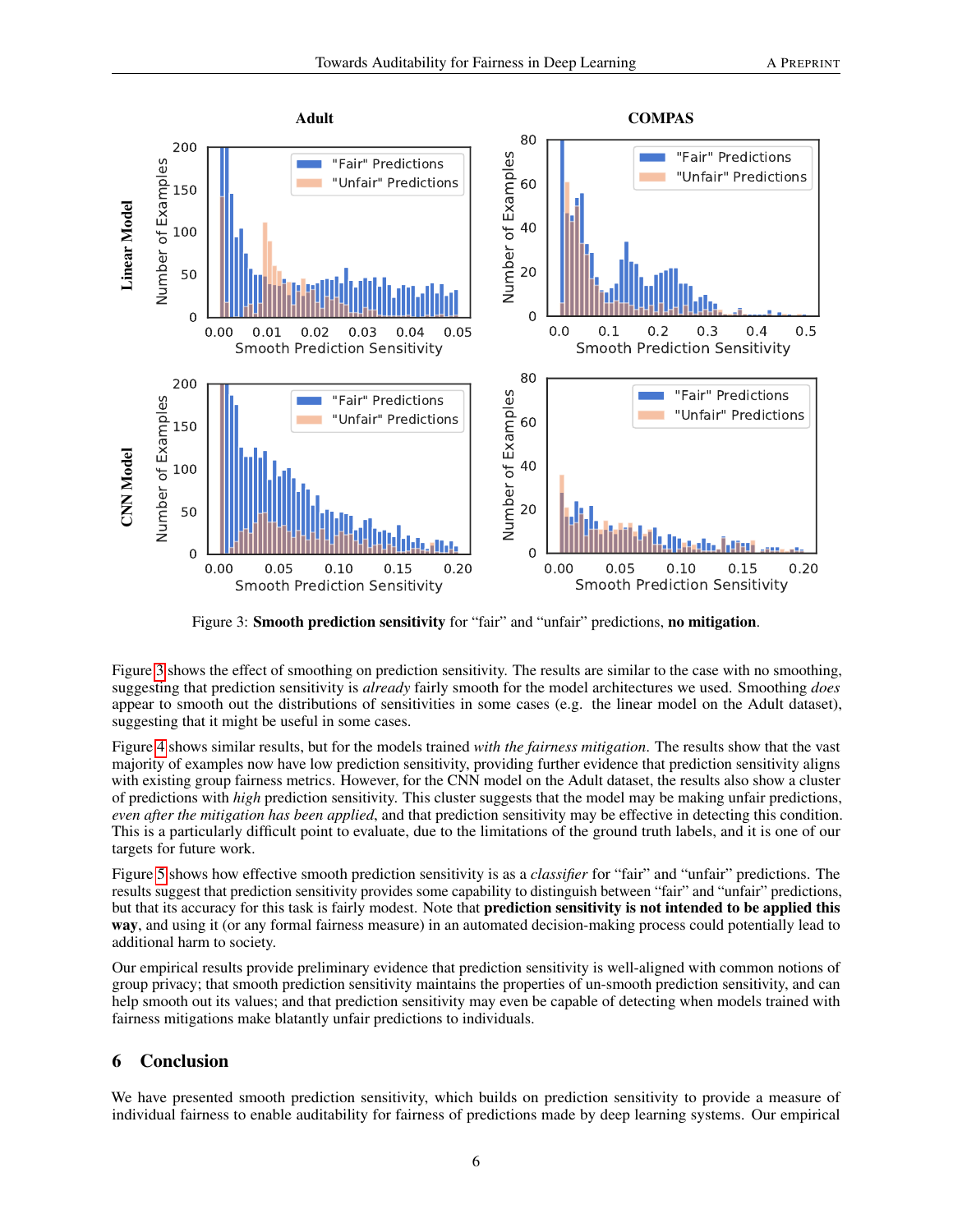Figure 3: **Smooth prediction sensitivity** for "fair" and "unfair" predictions, **no mitigation**.

Figure 3 shows the effect of smoothing on prediction sensitivity. The results are similar to the case with no smoothing, suggesting that prediction sensitivity is *already* fairly smooth for the model architectures we used. Smoothing *does* appear to smooth out the distributions of sensitivities in some cases (e.g. the linear model on the Adult dataset), suggesting that it might be useful in some cases.

Figure 4 shows similar results, but for the models trained *with the fairness mitigation*. The results show that the vast majority of examples now have low prediction sensitivity, providing further evidence that prediction sensitivity aligns with existing group fairness metrics. However, for the CNN model on the Adult dataset, the results also show a cluster of predictions with *high* prediction sensitivity. This cluster suggests that the model may be making unfair predictions, *even after the mitigation has been applied*, and that prediction sensitivity may be effective in detecting this condition. This is a particularly difficult point to evaluate, due to the limitations of the ground truth labels, and it is one of our targets for future work.

Figure 5 shows how effective smooth prediction sensitivity is as a *classifier* for "fair" and "unfair" predictions. The results suggest that prediction sensitivity provides some capability to distinguish between "fair" and "unfair" predictions, but that its accuracy for this task is fairly modest. Note that **prediction sensitivity is not intended to be applied this way**, and using it (or any formal fairness measure) in an automated decision-making process could potentially lead to additional harm to society.

Our empirical results provide preliminary evidence that prediction sensitivity is well-aligned with common notions of group privacy; that smooth prediction sensitivity maintains the properties of un-smooth prediction sensitivity, and can help smooth out its values; and that prediction sensitivity may even be capable of detecting when models trained with fairness mitigations make blatantly unfair predictions to individuals.

## 6 Conclusion

We have presented smooth prediction sensitivity, which builds on prediction sensitivity to provide a measure of individual fairness to enable auditability for fairness of predictions made by deep learning systems. Our empirical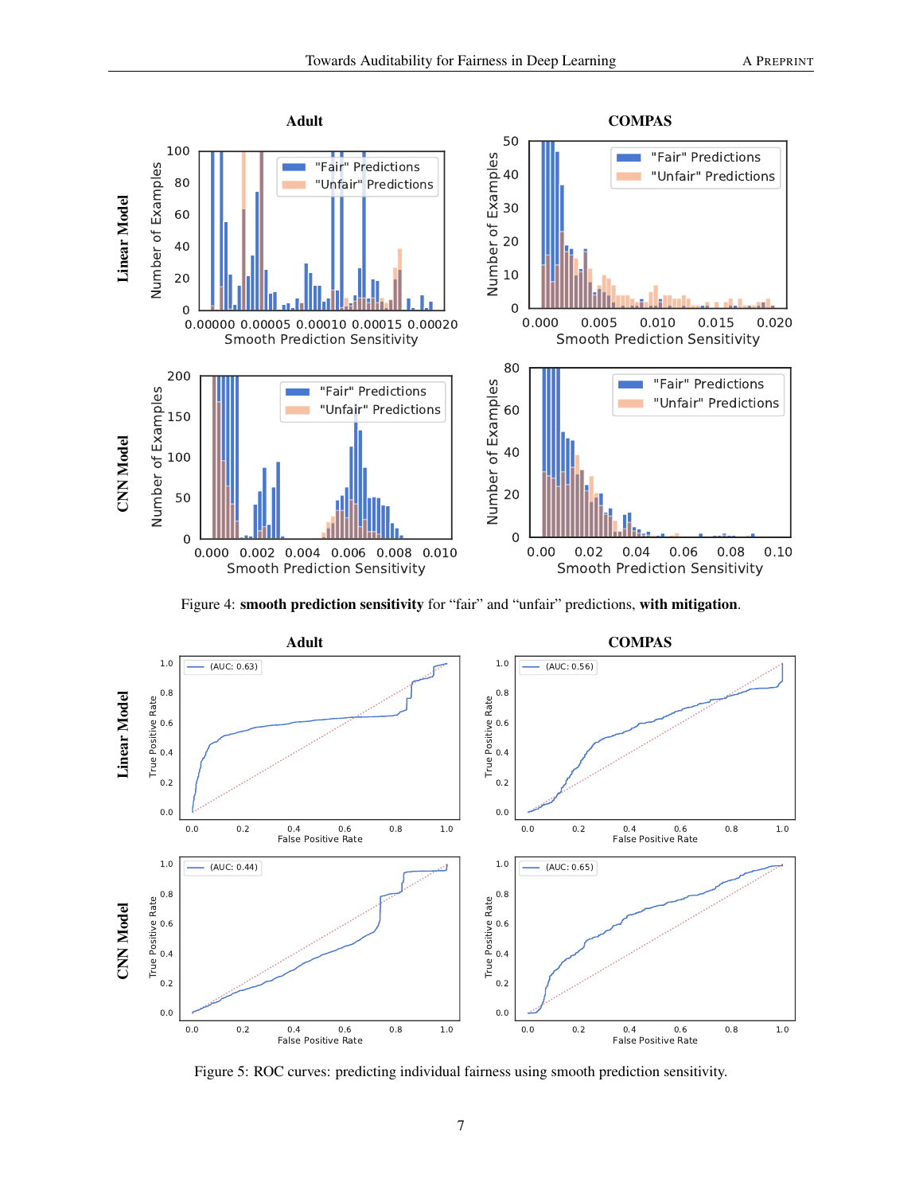Figure 4: **smooth prediction sensitivity** for “fair” and “unfair” predictions, **with mitigation**.

Figure 5: ROC curves: predicting individual fairness using smooth prediction sensitivity.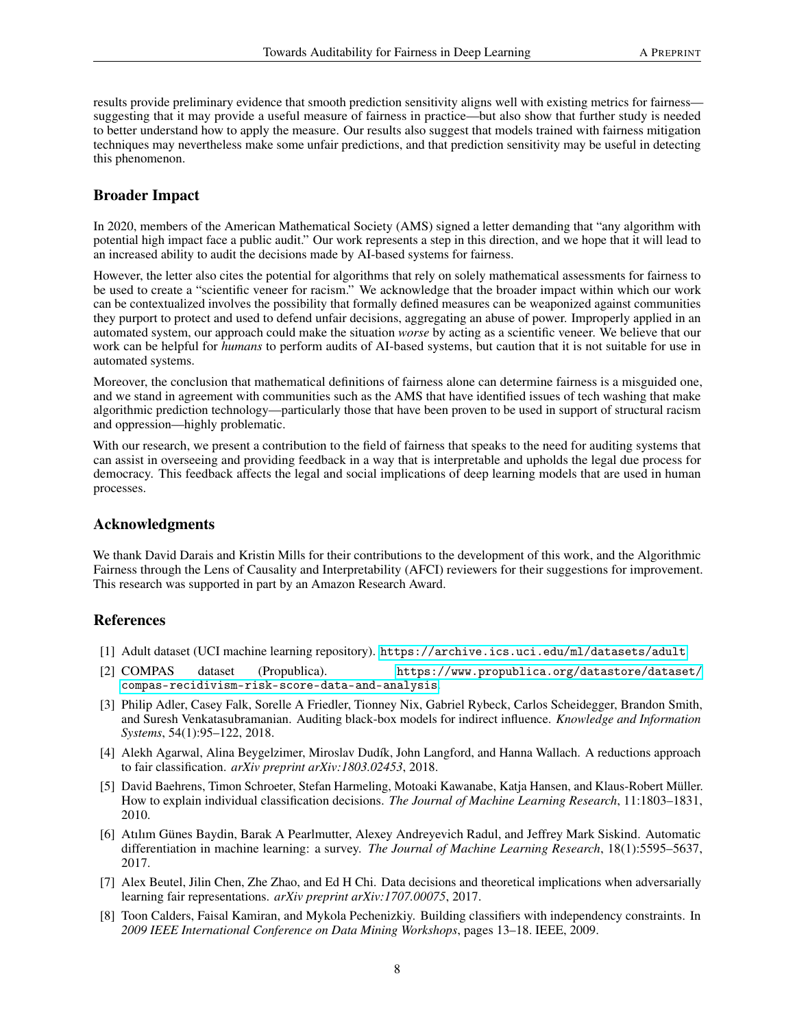results provide preliminary evidence that smooth prediction sensitivity aligns well with existing metrics for fairness—suggesting that it may provide a useful measure of fairness in practice—but also show that further study is needed to better understand how to apply the measure. Our results also suggest that models trained with fairness mitigation techniques may nevertheless make some unfair predictions, and that prediction sensitivity may be useful in detecting this phenomenon.

## Broader Impact

In 2020, members of the American Mathematical Society (AMS) signed a letter demanding that "any algorithm with potential high impact face a public audit." Our work represents a step in this direction, and we hope that it will lead to an increased ability to audit the decisions made by AI-based systems for fairness.

However, the letter also cites the potential for algorithms that rely on solely mathematical assessments for fairness to be used to create a "scientific veneer for racism." We acknowledge that the broader impact within which our work can be contextualized involves the possibility that formally defined measures can be weaponized against communities they purport to protect and used to defend unfair decisions, aggregating an abuse of power. Improperly applied in an automated system, our approach could make the situation *worse* by acting as a scientific veneer. We believe that our work can be helpful for *humans* to perform audits of AI-based systems, but caution that it is not suitable for use in automated systems.

Moreover, the conclusion that mathematical definitions of fairness alone can determine fairness is a misguided one, and we stand in agreement with communities such as the AMS that have identified issues of tech washing that make algorithmic prediction technology—particularly those that have been proven to be used in support of structural racism and oppression—highly problematic.

With our research, we present a contribution to the field of fairness that speaks to the need for auditing systems that can assist in overseeing and providing feedback in a way that is interpretable and upholds the legal due process for democracy. This feedback affects the legal and social implications of deep learning models that are used in human processes.

## Acknowledgments

We thank David Darais and Kristin Mills for their contributions to the development of this work, and the Algorithmic Fairness through the Lens of Causality and Interpretability (AFCI) reviewers for their suggestions for improvement. This research was supported in part by an Amazon Research Award.

## References

[1] Adult dataset (UCI machine learning repository). https://archive.ics.uci.edu/ml/datasets/adult

[2] COMPAS dataset (Propublica). https://www.propublica.org/datastore/dataset/compas-recidivism-risk-score-data-and-analysis

[3] Philip Adler, Casey Falk, Sorelle A Friedler, Tionney Nix, Gabriel Rybeck, Carlos Scheidegger, Brandon Smith, and Suresh Venkatasubramanian. Auditing black-box models for indirect influence. *Knowledge and Information Systems*, 54(1):95–122, 2018.

[4] Alekh Agarwal, Alina Beygelzimer, Miroslav Dudík, John Langford, and Hanna Wallach. A reductions approach to fair classification. *arXiv preprint arXiv:1803.02453*, 2018.

[5] David Baehrens, Timon Schroeter, Stefan Harmeling, Motoaki Kawanabe, Katja Hansen, and Klaus-Robert Müller. How to explain individual classification decisions. *The Journal of Machine Learning Research*, 11:1803–1831, 2010.

[6] Atılım Günes Baydin, Barak A Pearlmutter, Alexey Andreyevich Radul, and Jeffrey Mark Siskind. Automatic differentiation in machine learning: a survey. *The Journal of Machine Learning Research*, 18(1):5595–5637, 2017.

[7] Alex Beutel, Jilin Chen, Zhe Zhao, and Ed H Chi. Data decisions and theoretical implications when adversarially learning fair representations. *arXiv preprint arXiv:1707.00075*, 2017.

[8] Toon Calders, Faisal Kamiran, and Mykola Pechenizkiy. Building classifiers with independency constraints. In *2009 IEEE International Conference on Data Mining Workshops*, pages 13–18. IEEE, 2009.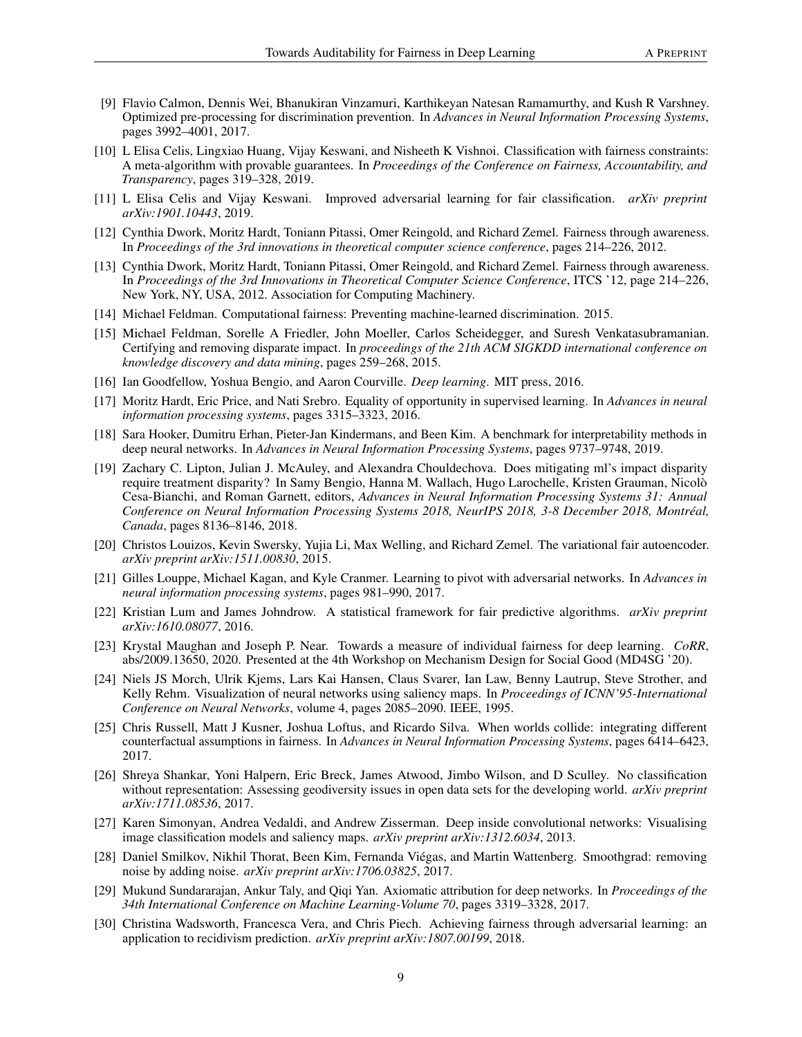[9] Flavio Calmon, Dennis Wei, Bhanukiran Vinzamuri, Karthikeyan Natesan Ramamurthy, and Kush R Varshney. Optimized pre-processing for discrimination prevention. In *Advances in Neural Information Processing Systems*, pages 3992–4001, 2017.

[10] L Elisa Celis, Lingxiao Huang, Vijay Keswani, and Nisheeth K Vishnoi. Classification with fairness constraints: A meta-algorithm with provable guarantees. In *Proceedings of the Conference on Fairness, Accountability, and Transparency*, pages 319–328, 2019.

[11] L Elisa Celis and Vijay Keswani. Improved adversarial learning for fair classification. *arXiv preprint arXiv:1901.10443*, 2019.

[12] Cynthia Dwork, Moritz Hardt, Toniann Pitassi, Omer Reingold, and Richard Zemel. Fairness through awareness. In *Proceedings of the 3rd innovations in theoretical computer science conference*, pages 214–226, 2012.

[13] Cynthia Dwork, Moritz Hardt, Toniann Pitassi, Omer Reingold, and Richard Zemel. Fairness through awareness. In *Proceedings of the 3rd Innovations in Theoretical Computer Science Conference*, ITCS '12, page 214–226, New York, NY, USA, 2012. Association for Computing Machinery.

[14] Michael Feldman. Computational fairness: Preventing machine-learned discrimination. 2015.

[15] Michael Feldman, Sorelle A Friedler, John Moeller, Carlos Scheidegger, and Suresh Venkatasubramanian. Certifying and removing disparate impact. In *proceedings of the 21th ACM SIGKDD international conference on knowledge discovery and data mining*, pages 259–268, 2015.

[16] Ian Goodfellow, Yoshua Bengio, and Aaron Courville. *Deep learning*. MIT press, 2016.

[17] Moritz Hardt, Eric Price, and Nati Srebro. Equality of opportunity in supervised learning. In *Advances in neural information processing systems*, pages 3315–3323, 2016.

[18] Sara Hooker, Dumitru Erhan, Pieter-Jan Kindermans, and Been Kim. A benchmark for interpretability methods in deep neural networks. In *Advances in Neural Information Processing Systems*, pages 9737–9748, 2019.

[19] Zachary C. Lipton, Julian J. McAuley, and Alexandra Chouldechova. Does mitigating ml's impact disparity require treatment disparity? In Samy Bengio, Hanna M. Wallach, Hugo Larochelle, Kristen Grauman, Nicolò Cesa-Bianchi, and Roman Garnett, editors, *Advances in Neural Information Processing Systems 31: Annual Conference on Neural Information Processing Systems 2018, NeurIPS 2018, 3-8 December 2018, Montréal, Canada*, pages 8136–8146, 2018.

[20] Christos Louizos, Kevin Swersky, Yujia Li, Max Welling, and Richard Zemel. The variational fair autoencoder. *arXiv preprint arXiv:1511.00830*, 2015.

[21] Gilles Louppe, Michael Kagan, and Kyle Cranmer. Learning to pivot with adversarial networks. In *Advances in neural information processing systems*, pages 981–990, 2017.

[22] Kristian Lum and James Johndrow. A statistical framework for fair predictive algorithms. *arXiv preprint arXiv:1610.08077*, 2016.

[23] Krystal Maughan and Joseph P. Near. Towards a measure of individual fairness for deep learning. *CoRR*, abs/2009.13650, 2020. Presented at the 4th Workshop on Mechanism Design for Social Good (MD4SG '20).

[24] Niels JS Morch, Ulrik Kjems, Lars Kai Hansen, Claus Svarer, Ian Law, Benny Lautrup, Steve Strother, and Kelly Rehm. Visualization of neural networks using saliency maps. In *Proceedings of ICNN'95-International Conference on Neural Networks*, volume 4, pages 2085–2090. IEEE, 1995.

[25] Chris Russell, Matt J Kusner, Joshua Loftus, and Ricardo Silva. When worlds collide: integrating different counterfactual assumptions in fairness. In *Advances in Neural Information Processing Systems*, pages 6414–6423, 2017.

[26] Shreya Shankar, Yoni Halpern, Eric Breck, James Atwood, Jimbo Wilson, and D Sculley. No classification without representation: Assessing geodiversity issues in open data sets for the developing world. *arXiv preprint arXiv:1711.08536*, 2017.

[27] Karen Simonyan, Andrea Vedaldi, and Andrew Zisserman. Deep inside convolutional networks: Visualising image classification models and saliency maps. *arXiv preprint arXiv:1312.6034*, 2013.

[28] Daniel Smilkov, Nikhil Thorat, Been Kim, Fernanda Viégas, and Martin Wattenberg. Smoothgrad: removing noise by adding noise. *arXiv preprint arXiv:1706.03825*, 2017.

[29] Mukund Sundararajan, Ankur Taly, and Qiqi Yan. Axiomatic attribution for deep networks. In *Proceedings of the 34th International Conference on Machine Learning-Volume 70*, pages 3319–3328, 2017.

[30] Christina Wadsworth, Francesca Vera, and Chris Piech. Achieving fairness through adversarial learning: an application to recidivism prediction. *arXiv preprint arXiv:1807.00199*, 2018.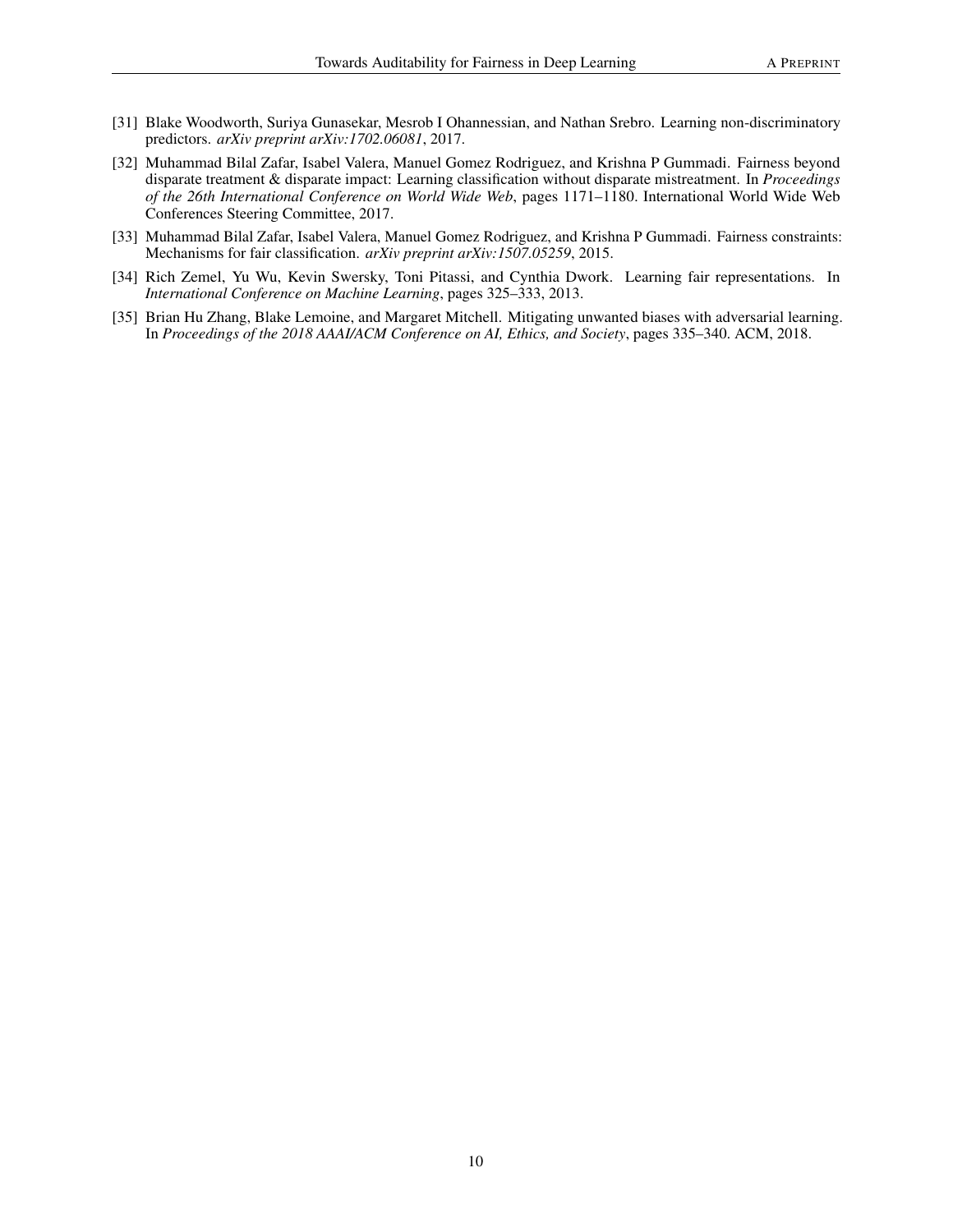[31] Blake Woodworth, Suriya Gunasekar, Mesrob I Ohannessian, and Nathan Srebro. Learning non-discriminatory predictors. *arXiv preprint arXiv:1702.06081*, 2017.

[32] Muhammad Bilal Zafar, Isabel Valera, Manuel Gomez Rodriguez, and Krishna P Gummadi. Fairness beyond disparate treatment & disparate impact: Learning classification without disparate mistreatment. In *Proceedings of the 26th International Conference on World Wide Web*, pages 1171–1180. International World Wide Web Conferences Steering Committee, 2017.

[33] Muhammad Bilal Zafar, Isabel Valera, Manuel Gomez Rodriguez, and Krishna P Gummadi. Fairness constraints: Mechanisms for fair classification. *arXiv preprint arXiv:1507.05259*, 2015.

[34] Rich Zemel, Yu Wu, Kevin Swersky, Toni Pitassi, and Cynthia Dwork. Learning fair representations. In *International Conference on Machine Learning*, pages 325–333, 2013.

[35] Brian Hu Zhang, Blake Lemoine, and Margaret Mitchell. Mitigating unwanted biases with adversarial learning. In *Proceedings of the 2018 AAAI/ACM Conference on AI, Ethics, and Society*, pages 335–340. ACM, 2018.